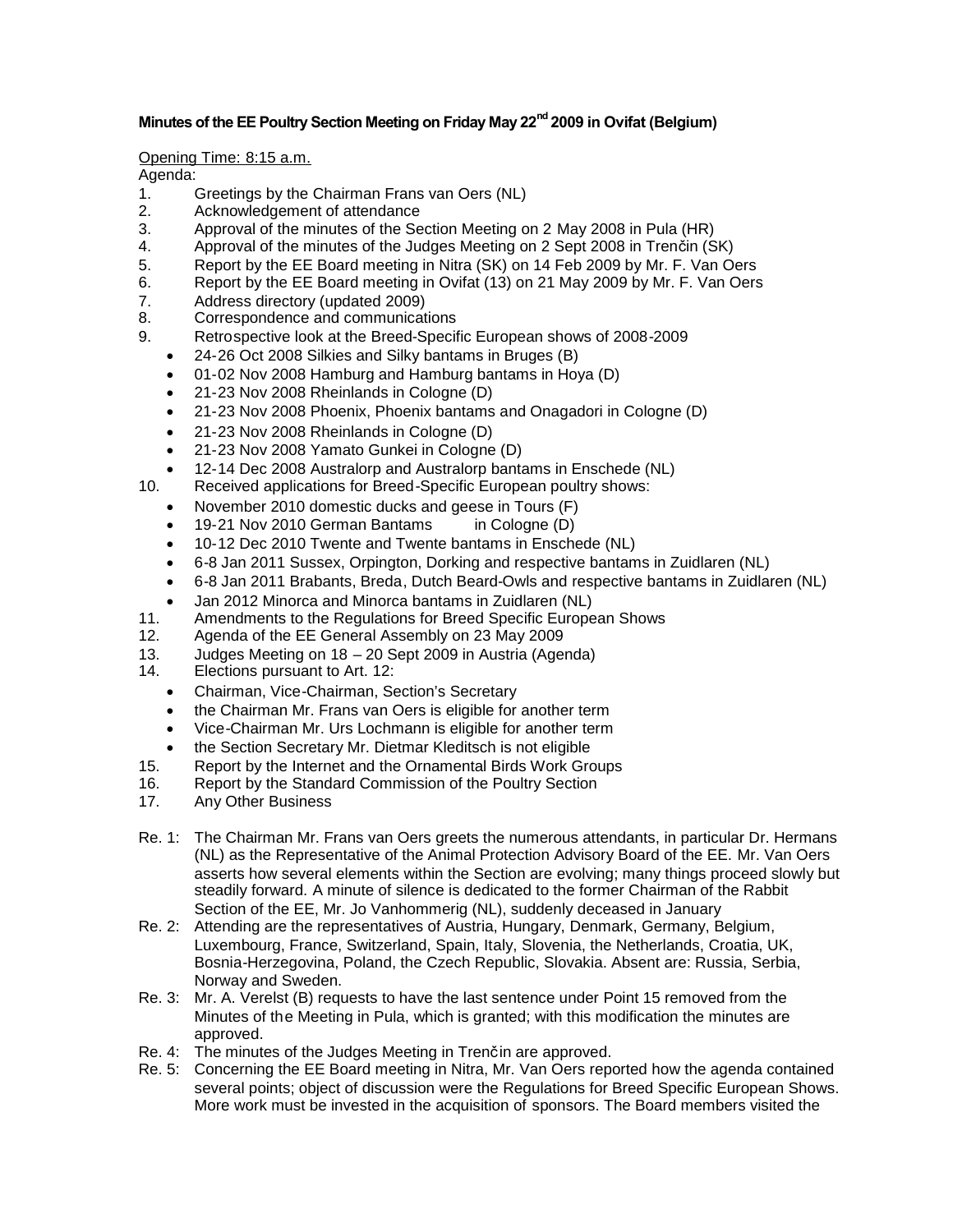**Minutes of the EE Poultry Section Meeting on Friday May 22nd 2009 in Ovifat (Belgium)**

Opening Time: 8:15 a.m.

Agenda:

1. Greetings by the Chairman Frans van Oers (NL)
2. Acknowledgement of attendance
3. Approval of the minutes of the Section Meeting on 2 May 2008 in Pula (HR)
4. Approval of the minutes of the Judges Meeting on 2 Sept 2008 in Trenčin (SK)
5. Report by the EE Board meeting in Nitra (SK) on 14 Feb 2009 by Mr. F. Van Oers
6. Report by the EE Board meeting in Ovifat (13) on 21 May 2009 by Mr. F. Van Oers
7. Address directory (updated 2009)
8. Correspondence and communications
9. Retrospective look at the Breed-Specific European shows of 2008-2009
   - 24-26 Oct 2008 Silkies and Silky bantams in Bruges (B)
   - 01-02 Nov 2008 Hamburg and Hamburg bantams in Hoya (D)
   - 21-23 Nov 2008 Rheinlands in Cologne (D)
   - 21-23 Nov 2008 Phoenix, Phoenix bantams and Onagadori in Cologne (D)
   - 21-23 Nov 2008 Rheinlands in Cologne (D)
   - 21-23 Nov 2008 Yamato Gunkei in Cologne (D)
   - 12-14 Dec 2008 Australorp and Australorp bantams in Enschede (NL)
10. Received applications for Breed-Specific European poultry shows:
    - November 2010 domestic ducks and geese in Tours (F)
    - 19-21 Nov 2010 German Bantams in Cologne (D)
    - 10-12 Dec 2010 Twente and Twente bantams in Enschede (NL)
    - 6-8 Jan 2011 Sussex, Orpington, Dorking and respective bantams in Zuidlaren (NL)
    - 6-8 Jan 2011 Brabants, Breda, Dutch Beard-Owls and respective bantams in Zuidlaren (NL)
    - Jan 2012 Minorca and Minorca bantams in Zuidlaren (NL)
11. Amendments to the Regulations for Breed Specific European Shows
12. Agenda of the EE General Assembly on 23 May 2009
13. Judges Meeting on 18 – 20 Sept 2009 in Austria (Agenda)
14. Elections pursuant to Art. 12:
    - Chairman, Vice-Chairman, Section's Secretary
    - the Chairman Mr. Frans van Oers is eligible for another term
    - Vice-Chairman Mr. Urs Lochmann is eligible for another term
    - the Section Secretary Mr. Dietmar Kleditsch is not eligible
15. Report by the Internet and the Ornamental Birds Work Groups
16. Report by the Standard Commission of the Poultry Section
17. Any Other Business

Re. 1: The Chairman Mr. Frans van Oers greets the numerous attendants, in particular Dr. Hermans (NL) as the Representative of the Animal Protection Advisory Board of the EE. Mr. Van Oers asserts how several elements within the Section are evolving; many things proceed slowly but steadily forward. A minute of silence is dedicated to the former Chairman of the Rabbit Section of the EE, Mr. Jo Vanhommerig (NL), suddenly deceased in January

Re. 2: Attending are the representatives of Austria, Hungary, Denmark, Germany, Belgium, Luxembourg, France, Switzerland, Spain, Italy, Slovenia, the Netherlands, Croatia, UK, Bosnia-Herzegovina, Poland, the Czech Republic, Slovakia. Absent are: Russia, Serbia, Norway and Sweden.

Re. 3: Mr. A. Verelst (B) requests to have the last sentence under Point 15 removed from the Minutes of the Meeting in Pula, which is granted; with this modification the minutes are approved.

Re. 4: The minutes of the Judges Meeting in Trenčin are approved.

Re. 5: Concerning the EE Board meeting in Nitra, Mr. Van Oers reported how the agenda contained several points; object of discussion were the Regulations for Breed Specific European Shows. More work must be invested in the acquisition of sponsors. The Board members visited the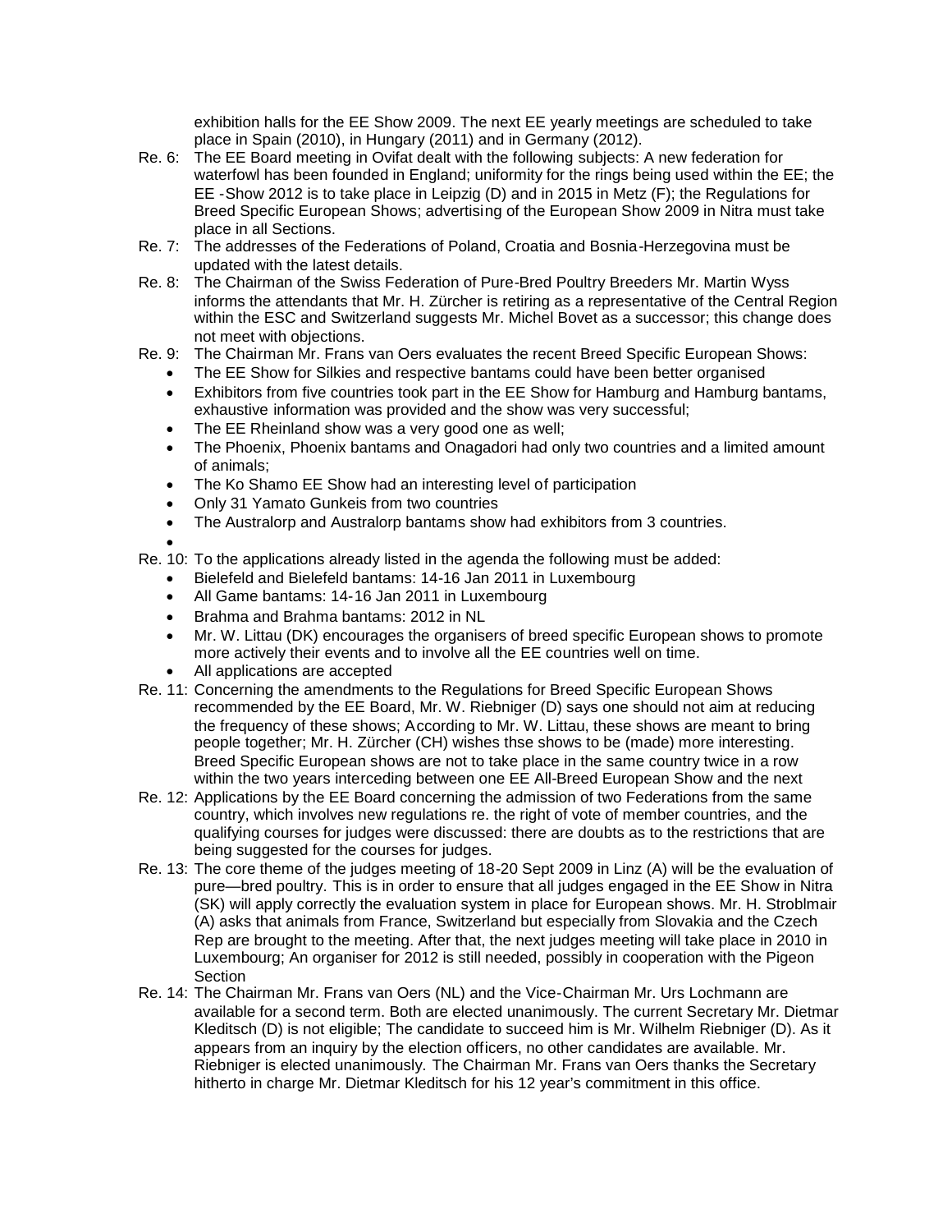exhibition halls for the EE Show 2009. The next EE yearly meetings are scheduled to take place in Spain (2010), in Hungary (2011) and in Germany (2012).

Re. 6: The EE Board meeting in Ovifat dealt with the following subjects: A new federation for waterfowl has been founded in England; uniformity for the rings being used within the EE; the EE -Show 2012 is to take place in Leipzig (D) and in 2015 in Metz (F); the Regulations for Breed Specific European Shows; advertising of the European Show 2009 in Nitra must take place in all Sections.

Re. 7: The addresses of the Federations of Poland, Croatia and Bosnia-Herzegovina must be updated with the latest details.

Re. 8: The Chairman of the Swiss Federation of Pure-Bred Poultry Breeders Mr. Martin Wyss informs the attendants that Mr. H. Zürcher is retiring as a representative of the Central Region within the ESC and Switzerland suggests Mr. Michel Bovet as a successor; this change does not meet with objections.

Re. 9: The Chairman Mr. Frans van Oers evaluates the recent Breed Specific European Shows:

- The EE Show for Silkies and respective bantams could have been better organised
- Exhibitors from five countries took part in the EE Show for Hamburg and Hamburg bantams, exhaustive information was provided and the show was very successful;
- The EE Rheinland show was a very good one as well;
- The Phoenix, Phoenix bantams and Onagadori had only two countries and a limited amount of animals;
- The Ko Shamo EE Show had an interesting level of participation
- Only 31 Yamato Gunkeis from two countries
- The Australorp and Australorp bantams show had exhibitors from 3 countries.

Re. 10: To the applications already listed in the agenda the following must be added:

- Bielefeld and Bielefeld bantams: 14-16 Jan 2011 in Luxembourg
- All Game bantams: 14-16 Jan 2011 in Luxembourg
- Brahma and Brahma bantams: 2012 in NL
- Mr. W. Littau (DK) encourages the organisers of breed specific European shows to promote more actively their events and to involve all the EE countries well on time.
- All applications are accepted

Re. 11: Concerning the amendments to the Regulations for Breed Specific European Shows recommended by the EE Board, Mr. W. Riebniger (D) says one should not aim at reducing the frequency of these shows; According to Mr. W. Littau, these shows are meant to bring people together; Mr. H. Zürcher (CH) wishes thse shows to be (made) more interesting. Breed Specific European shows are not to take place in the same country twice in a row within the two years interceding between one EE All-Breed European Show and the next

Re. 12: Applications by the EE Board concerning the admission of two Federations from the same country, which involves new regulations re. the right of vote of member countries, and the qualifying courses for judges were discussed: there are doubts as to the restrictions that are being suggested for the courses for judges.

Re. 13: The core theme of the judges meeting of 18-20 Sept 2009 in Linz (A) will be the evaluation of pure—bred poultry. This is in order to ensure that all judges engaged in the EE Show in Nitra (SK) will apply correctly the evaluation system in place for European shows. Mr. H. Stroblmair (A) asks that animals from France, Switzerland but especially from Slovakia and the Czech Rep are brought to the meeting. After that, the next judges meeting will take place in 2010 in Luxembourg; An organiser for 2012 is still needed, possibly in cooperation with the Pigeon Section

Re. 14: The Chairman Mr. Frans van Oers (NL) and the Vice-Chairman Mr. Urs Lochmann are available for a second term. Both are elected unanimously. The current Secretary Mr. Dietmar Kleditsch (D) is not eligible; The candidate to succeed him is Mr. Wilhelm Riebniger (D). As it appears from an inquiry by the election officers, no other candidates are available. Mr. Riebniger is elected unanimously. The Chairman Mr. Frans van Oers thanks the Secretary hitherto in charge Mr. Dietmar Kleditsch for his 12 year's commitment in this office.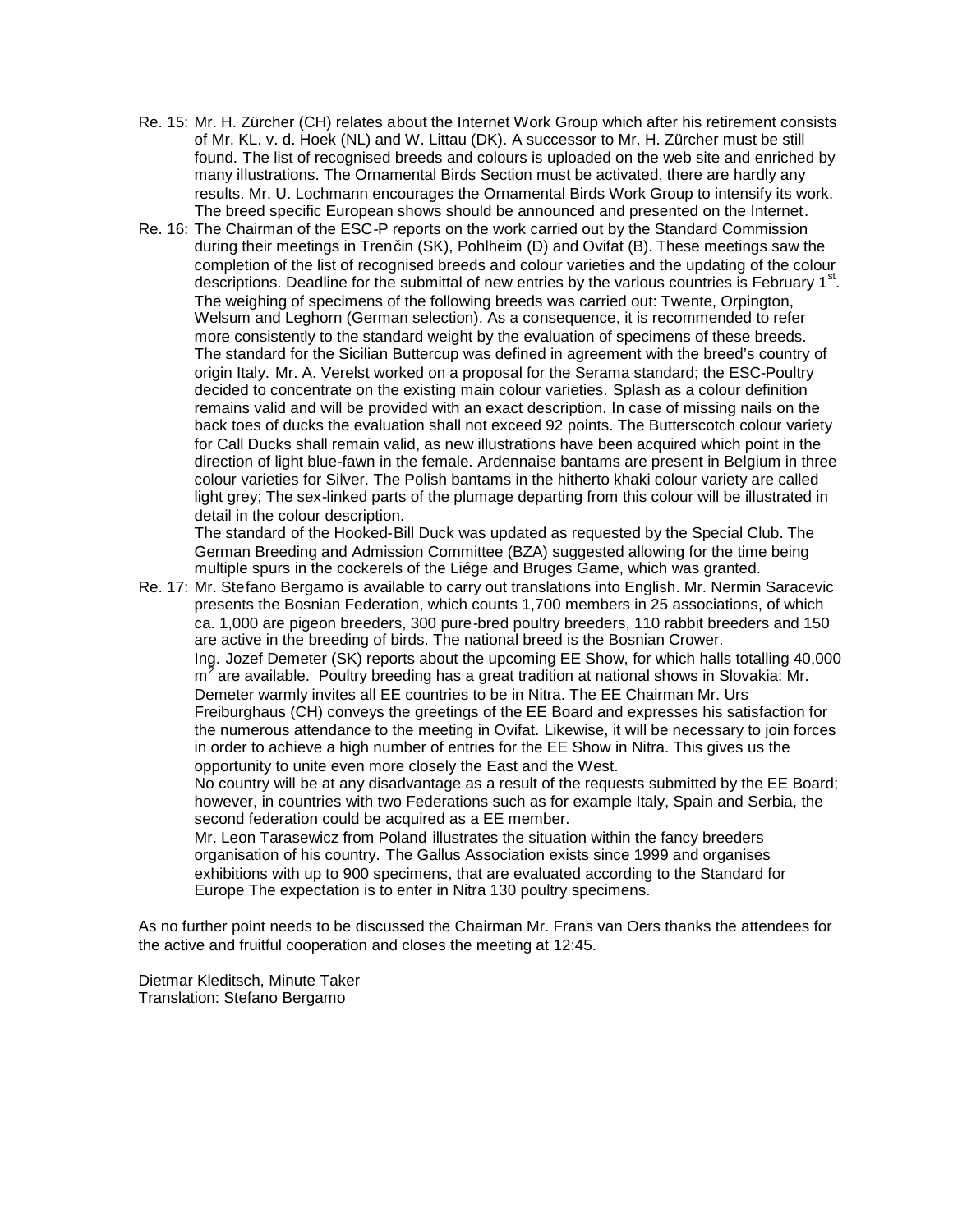Re. 15: Mr. H. Zürcher (CH) relates about the Internet Work Group which after his retirement consists of Mr. KL. v. d. Hoek (NL) and W. Littau (DK). A successor to Mr. H. Zürcher must be still found. The list of recognised breeds and colours is uploaded on the web site and enriched by many illustrations. The Ornamental Birds Section must be activated, there are hardly any results. Mr. U. Lochmann encourages the Ornamental Birds Work Group to intensify its work. The breed specific European shows should be announced and presented on the Internet.

Re. 16: The Chairman of the ESC-P reports on the work carried out by the Standard Commission during their meetings in Trenčin (SK), Pohlheim (D) and Ovifat (B). These meetings saw the completion of the list of recognised breeds and colour varieties and the updating of the colour descriptions. Deadline for the submittal of new entries by the various countries is February 1st. The weighing of specimens of the following breeds was carried out: Twente, Orpington, Welsum and Leghorn (German selection). As a consequence, it is recommended to refer more consistently to the standard weight by the evaluation of specimens of these breeds. The standard for the Sicilian Buttercup was defined in agreement with the breed's country of origin Italy. Mr. A. Verelst worked on a proposal for the Serama standard; the ESC-Poultry decided to concentrate on the existing main colour varieties. Splash as a colour definition remains valid and will be provided with an exact description. In case of missing nails on the back toes of ducks the evaluation shall not exceed 92 points. The Butterscotch colour variety for Call Ducks shall remain valid, as new illustrations have been acquired which point in the direction of light blue-fawn in the female. Ardennaise bantams are present in Belgium in three colour varieties for Silver. The Polish bantams in the hitherto khaki colour variety are called light grey; The sex-linked parts of the plumage departing from this colour will be illustrated in detail in the colour description.

The standard of the Hooked-Bill Duck was updated as requested by the Special Club. The German Breeding and Admission Committee (BZA) suggested allowing for the time being multiple spurs in the cockerels of the Liége and Bruges Game, which was granted.

Re. 17: Mr. Stefano Bergamo is available to carry out translations into English. Mr. Nermin Saracevic presents the Bosnian Federation, which counts 1,700 members in 25 associations, of which ca. 1,000 are pigeon breeders, 300 pure-bred poultry breeders, 110 rabbit breeders and 150 are active in the breeding of birds. The national breed is the Bosnian Crower.

Ing. Jozef Demeter (SK) reports about the upcoming EE Show, for which halls totalling 40,000 m² are available. Poultry breeding has a great tradition at national shows in Slovakia: Mr. Demeter warmly invites all EE countries to be in Nitra. The EE Chairman Mr. Urs Freiburghaus (CH) conveys the greetings of the EE Board and expresses his satisfaction for the numerous attendance to the meeting in Ovifat. Likewise, it will be necessary to join forces in order to achieve a high number of entries for the EE Show in Nitra. This gives us the opportunity to unite even more closely the East and the West.

No country will be at any disadvantage as a result of the requests submitted by the EE Board; however, in countries with two Federations such as for example Italy, Spain and Serbia, the second federation could be acquired as a EE member.

Mr. Leon Tarasewicz from Poland illustrates the situation within the fancy breeders organisation of his country. The Gallus Association exists since 1999 and organises exhibitions with up to 900 specimens, that are evaluated according to the Standard for Europe The expectation is to enter in Nitra 130 poultry specimens.

As no further point needs to be discussed the Chairman Mr. Frans van Oers thanks the attendees for the active and fruitful cooperation and closes the meeting at 12:45.

Dietmar Kleditsch, Minute Taker
Translation: Stefano Bergamo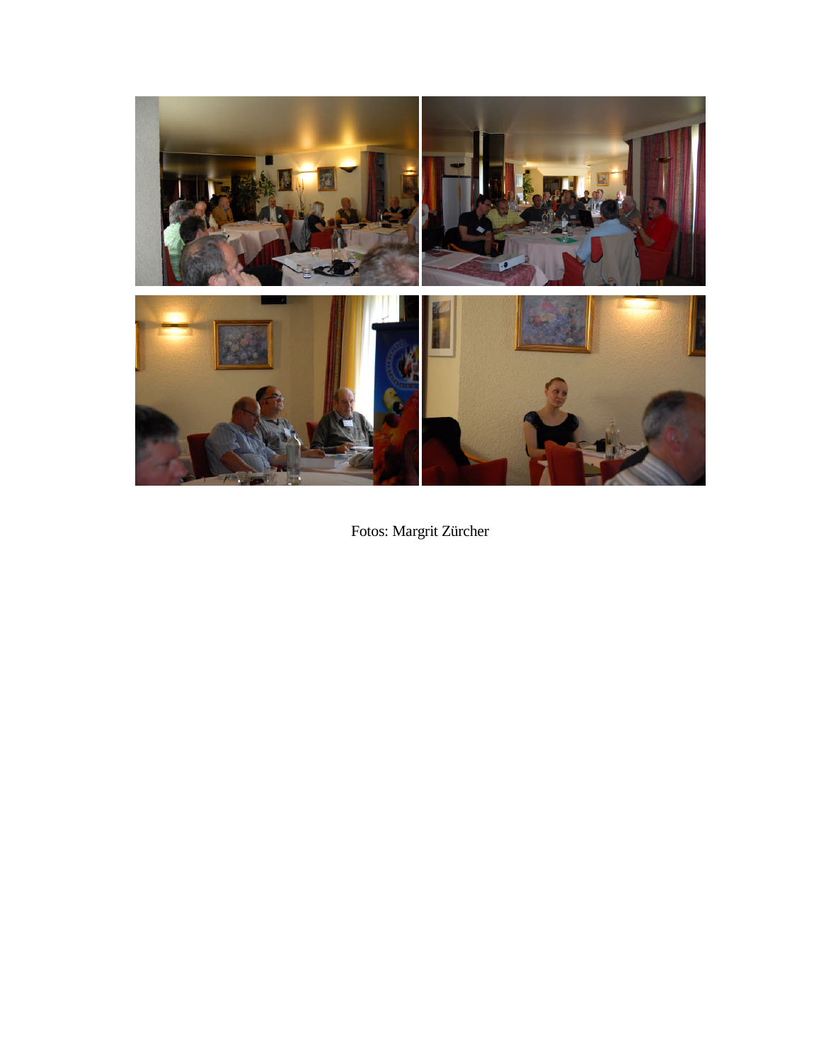Fotos: Margrit Zürcher